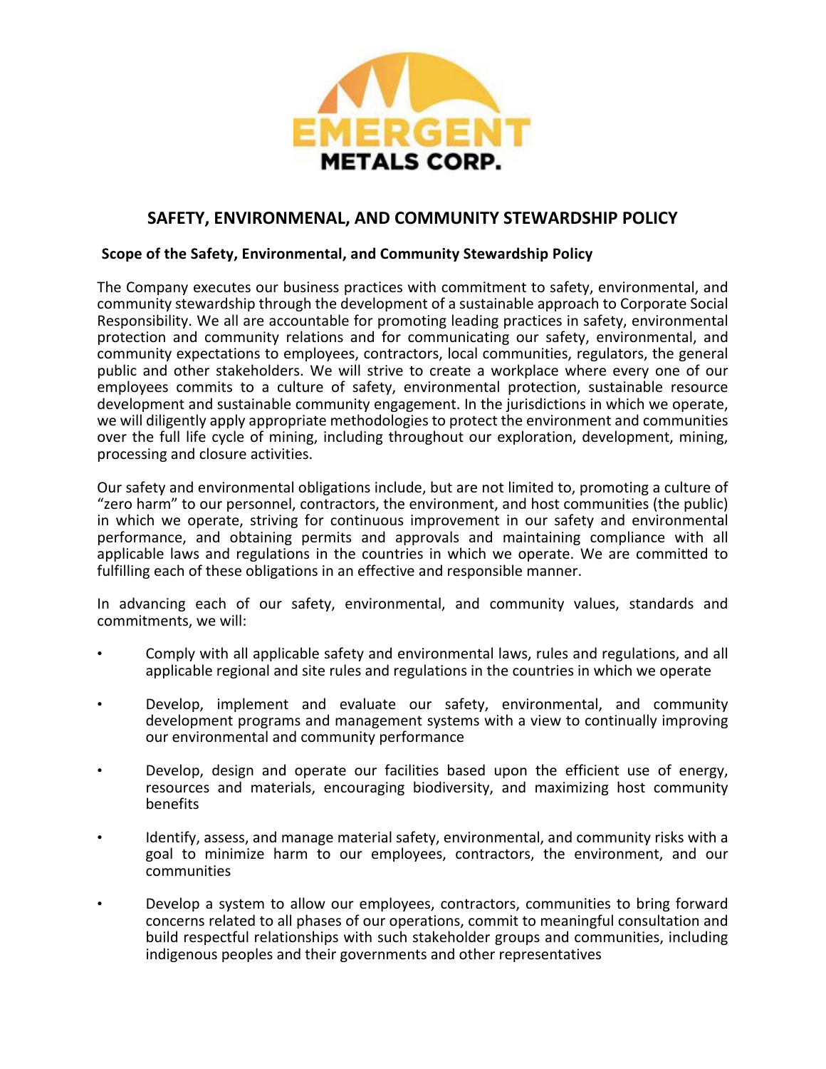EMERGENT METALS CORP.

# SAFETY, ENVIRONMENAL, AND COMMUNITY STEWARDSHIP POLICY

## Scope of the Safety, Environmental, and Community Stewardship Policy

The Company executes our business practices with commitment to safety, environmental, and community stewardship through the development of a sustainable approach to Corporate Social Responsibility. We all are accountable for promoting leading practices in safety, environmental protection and community relations and for communicating our safety, environmental, and community expectations to employees, contractors, local communities, regulators, the general public and other stakeholders. We will strive to create a workplace where every one of our employees commits to a culture of safety, environmental protection, sustainable resource development and sustainable community engagement. In the jurisdictions in which we operate, we will diligently apply appropriate methodologies to protect the environment and communities over the full life cycle of mining, including throughout our exploration, development, mining, processing and closure activities.

Our safety and environmental obligations include, but are not limited to, promoting a culture of "zero harm" to our personnel, contractors, the environment, and host communities (the public) in which we operate, striving for continuous improvement in our safety and environmental performance, and obtaining permits and approvals and maintaining compliance with all applicable laws and regulations in the countries in which we operate. We are committed to fulfilling each of these obligations in an effective and responsible manner.

In advancing each of our safety, environmental, and community values, standards and commitments, we will:

- Comply with all applicable safety and environmental laws, rules and regulations, and all applicable regional and site rules and regulations in the countries in which we operate
- Develop, implement and evaluate our safety, environmental, and community development programs and management systems with a view to continually improving our environmental and community performance
- Develop, design and operate our facilities based upon the efficient use of energy, resources and materials, encouraging biodiversity, and maximizing host community benefits
- Identify, assess, and manage material safety, environmental, and community risks with a goal to minimize harm to our employees, contractors, the environment, and our communities
- Develop a system to allow our employees, contractors, communities to bring forward concerns related to all phases of our operations, commit to meaningful consultation and build respectful relationships with such stakeholder groups and communities, including indigenous peoples and their governments and other representatives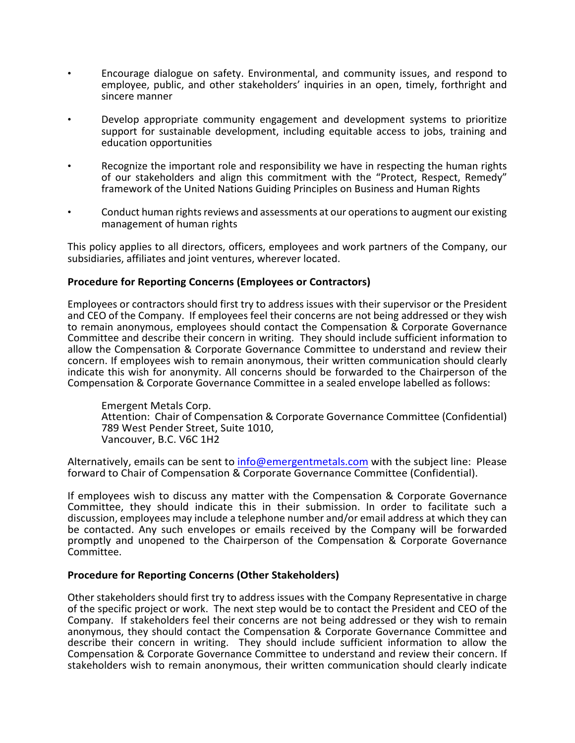- Encourage dialogue on safety. Environmental, and community issues, and respond to employee, public, and other stakeholders' inquiries in an open, timely, forthright and sincere manner

- Develop appropriate community engagement and development systems to prioritize support for sustainable development, including equitable access to jobs, training and education opportunities

- Recognize the important role and responsibility we have in respecting the human rights of our stakeholders and align this commitment with the "Protect, Respect, Remedy" framework of the United Nations Guiding Principles on Business and Human Rights

- Conduct human rights reviews and assessments at our operations to augment our existing management of human rights

This policy applies to all directors, officers, employees and work partners of the Company, our subsidiaries, affiliates and joint ventures, wherever located.

**Procedure for Reporting Concerns (Employees or Contractors)**

Employees or contractors should first try to address issues with their supervisor or the President and CEO of the Company. If employees feel their concerns are not being addressed or they wish to remain anonymous, employees should contact the Compensation & Corporate Governance Committee and describe their concern in writing. They should include sufficient information to allow the Compensation & Corporate Governance Committee to understand and review their concern. If employees wish to remain anonymous, their written communication should clearly indicate this wish for anonymity. All concerns should be forwarded to the Chairperson of the Compensation & Corporate Governance Committee in a sealed envelope labelled as follows:

> Emergent Metals Corp.
> Attention: Chair of Compensation & Corporate Governance Committee (Confidential)
> 789 West Pender Street, Suite 1010,
> Vancouver, B.C. V6C 1H2

Alternatively, emails can be sent to info@emergentmetals.com with the subject line: Please forward to Chair of Compensation & Corporate Governance Committee (Confidential).

If employees wish to discuss any matter with the Compensation & Corporate Governance Committee, they should indicate this in their submission. In order to facilitate such a discussion, employees may include a telephone number and/or email address at which they can be contacted. Any such envelopes or emails received by the Company will be forwarded promptly and unopened to the Chairperson of the Compensation & Corporate Governance Committee.

**Procedure for Reporting Concerns (Other Stakeholders)**

Other stakeholders should first try to address issues with the Company Representative in charge of the specific project or work. The next step would be to contact the President and CEO of the Company. If stakeholders feel their concerns are not being addressed or they wish to remain anonymous, they should contact the Compensation & Corporate Governance Committee and describe their concern in writing. They should include sufficient information to allow the Compensation & Corporate Governance Committee to understand and review their concern. If stakeholders wish to remain anonymous, their written communication should clearly indicate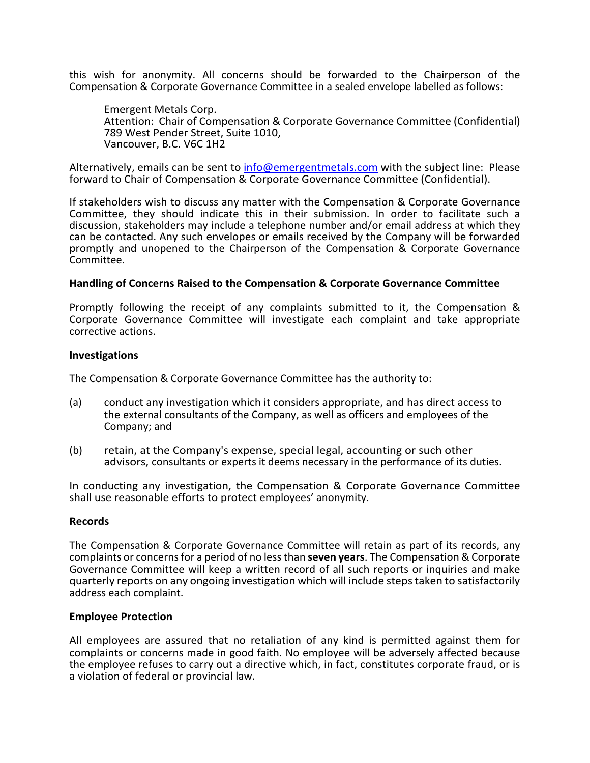this wish for anonymity. All concerns should be forwarded to the Chairperson of the Compensation & Corporate Governance Committee in a sealed envelope labelled as follows:

> Emergent Metals Corp.
> Attention: Chair of Compensation & Corporate Governance Committee (Confidential)
> 789 West Pender Street, Suite 1010,
> Vancouver, B.C. V6C 1H2

Alternatively, emails can be sent to info@emergentmetals.com with the subject line: Please forward to Chair of Compensation & Corporate Governance Committee (Confidential).

If stakeholders wish to discuss any matter with the Compensation & Corporate Governance Committee, they should indicate this in their submission. In order to facilitate such a discussion, stakeholders may include a telephone number and/or email address at which they can be contacted. Any such envelopes or emails received by the Company will be forwarded promptly and unopened to the Chairperson of the Compensation & Corporate Governance Committee.

**Handling of Concerns Raised to the Compensation & Corporate Governance Committee**

Promptly following the receipt of any complaints submitted to it, the Compensation & Corporate Governance Committee will investigate each complaint and take appropriate corrective actions.

**Investigations**

The Compensation & Corporate Governance Committee has the authority to:

(a) conduct any investigation which it considers appropriate, and has direct access to the external consultants of the Company, as well as officers and employees of the Company; and

(b) retain, at the Company's expense, special legal, accounting or such other advisors, consultants or experts it deems necessary in the performance of its duties.

In conducting any investigation, the Compensation & Corporate Governance Committee shall use reasonable efforts to protect employees' anonymity.

**Records**

The Compensation & Corporate Governance Committee will retain as part of its records, any complaints or concerns for a period of no less than **seven years**. The Compensation & Corporate Governance Committee will keep a written record of all such reports or inquiries and make quarterly reports on any ongoing investigation which will include steps taken to satisfactorily address each complaint.

**Employee Protection**

All employees are assured that no retaliation of any kind is permitted against them for complaints or concerns made in good faith. No employee will be adversely affected because the employee refuses to carry out a directive which, in fact, constitutes corporate fraud, or is a violation of federal or provincial law.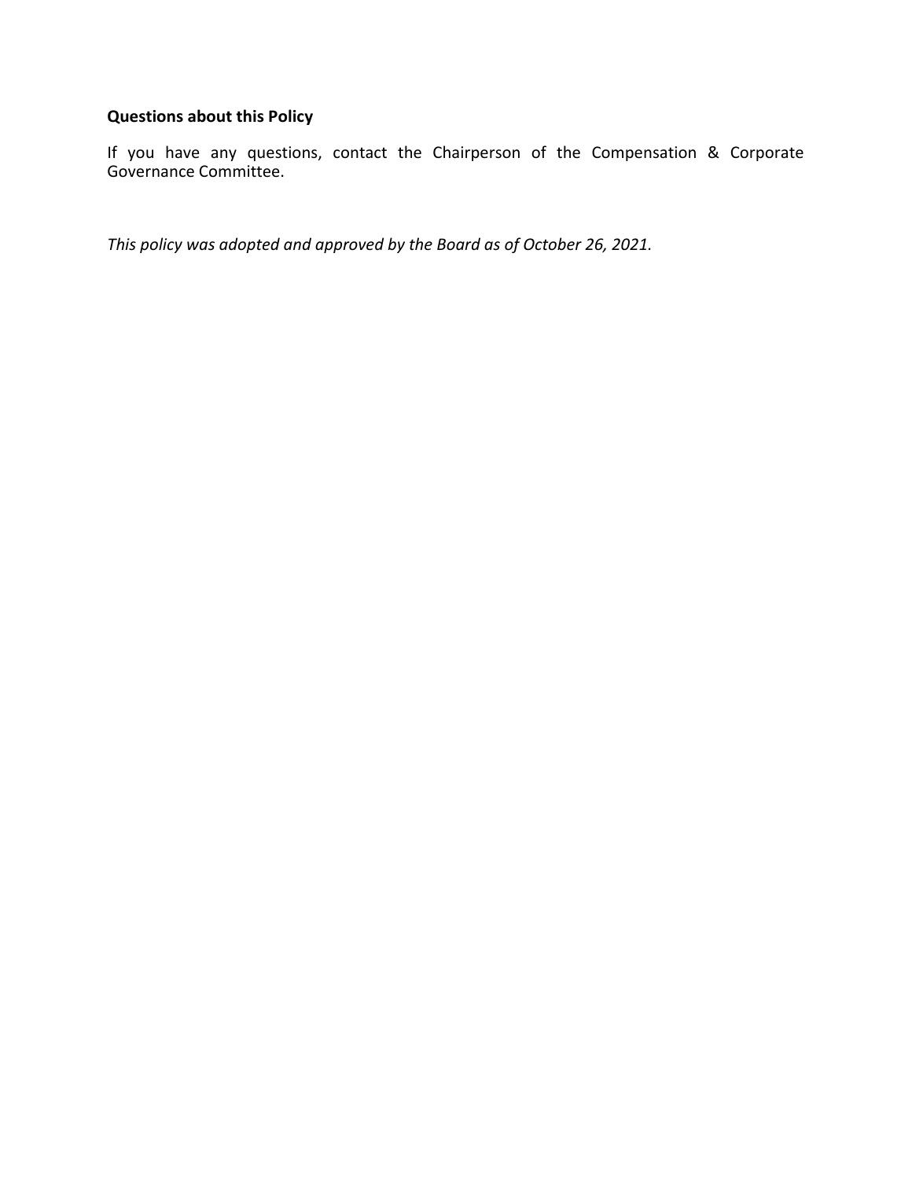**Questions about this Policy**

If you have any questions, contact the Chairperson of the Compensation & Corporate Governance Committee.

*This policy was adopted and approved by the Board as of October 26, 2021.*